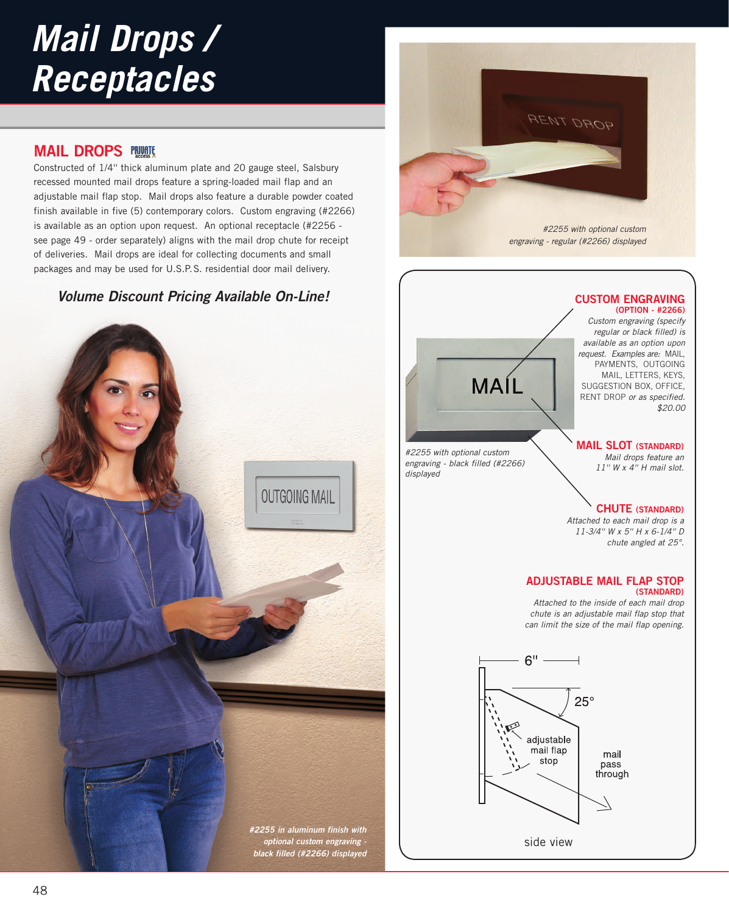# Mail Drops / Receptacles

## MAIL DROPS

Constructed of 1/4" thick aluminum plate and 20 gauge steel, Salsbury recessed mounted mail drops feature a spring-loaded mail flap and an adjustable mail flap stop. Mail drops also feature a durable powder coated finish available in five (5) contemporary colors. Custom engraving (#2266) is available as an option upon request. An optional receptacle (#2256 - see page 49 - order separately) aligns with the mail drop chute for receipt of deliveries. Mail drops are ideal for collecting documents and small packages and may be used for U.S.P.S. residential door mail delivery.

***Volume Discount Pricing Available On-Line!***

*#2255 in aluminum finish with optional custom engraving - black filled (#2266) displayed*

*#2255 with optional custom engraving - regular (#2266) displayed*

*#2255 with optional custom engraving - black filled (#2266) displayed*

### CUSTOM ENGRAVING (OPTION - #2266)

*Custom engraving (specify regular or black filled) is available as an option upon request. Examples are:* MAIL, PAYMENTS, OUTGOING MAIL, LETTERS, KEYS, SUGGESTION BOX, OFFICE, RENT DROP *or as specified.* *$20.00*

### MAIL SLOT (STANDARD)

*Mail drops feature an 11" W x 4" H mail slot.*

### CHUTE (STANDARD)

*Attached to each mail drop is a 11-3/4" W x 5" H x 6-1/4" D chute angled at 25°.*

### ADJUSTABLE MAIL FLAP STOP (STANDARD)

*Attached to the inside of each mail drop chute is an adjustable mail flap stop that can limit the size of the mail flap opening.*

side view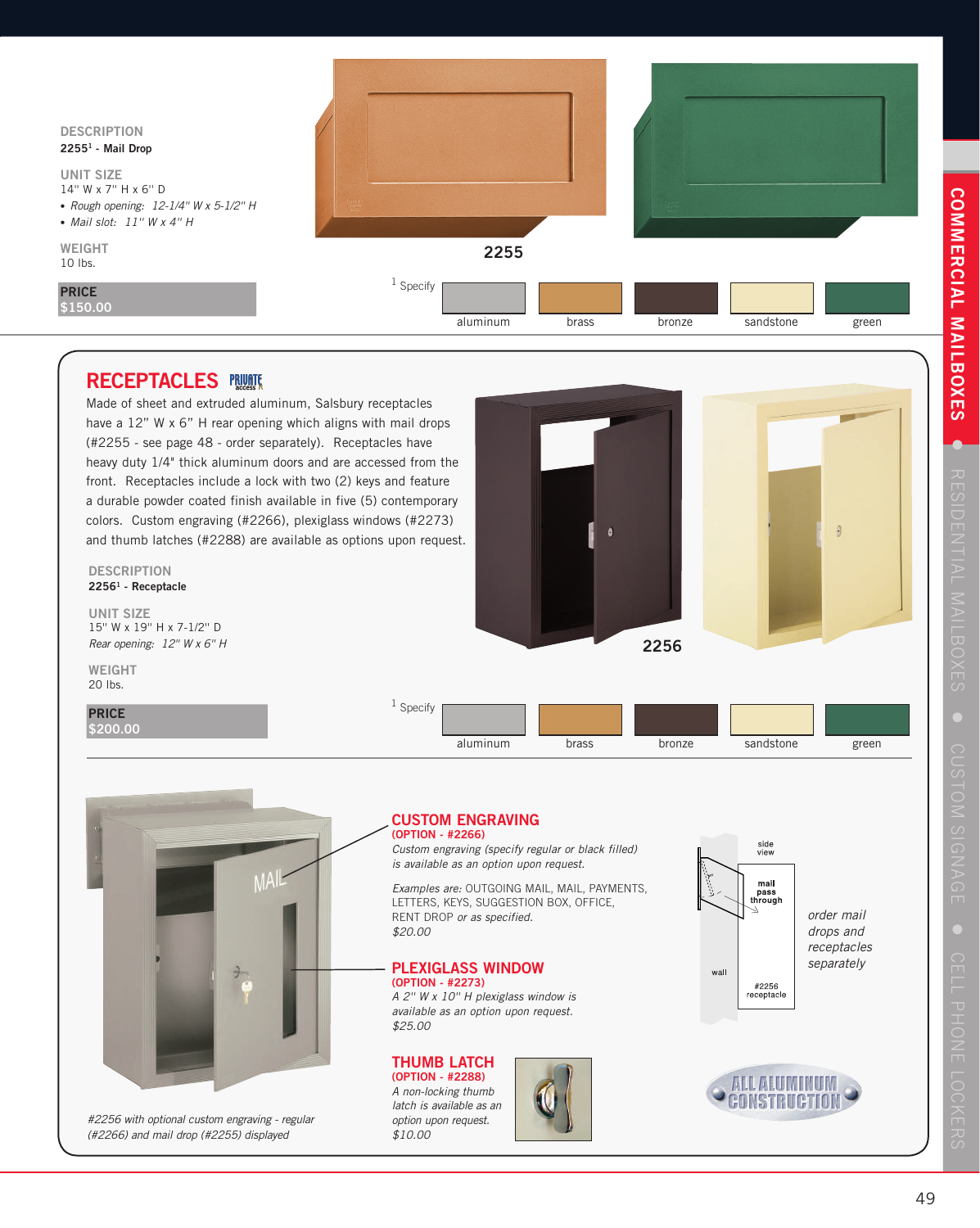DESCRIPTION

**2255[1] - Mail Drop**

UNIT SIZE

14" W x 7" H x 6" D

- *Rough opening: 12-1/4" W x 5-1/2" H*
- *Mail slot: 11" W x 4" H*

WEIGHT

10 lbs.

**PRICE**
**$150.00**

2255

[1] Specify: aluminum, brass, bronze, sandstone, green

## RECEPTACLES

PRIVATE access

Made of sheet and extruded aluminum, Salsbury receptacles have a 12" W x 6" H rear opening which aligns with mail drops (#2255 - see page 48 - order separately). Receptacles have heavy duty 1/4" thick aluminum doors and are accessed from the front. Receptacles include a lock with two (2) keys and feature a durable powder coated finish available in five (5) contemporary colors. Custom engraving (#2266), plexiglass windows (#2273) and thumb latches (#2288) are available as options upon request.

DESCRIPTION

**2256[1] - Receptacle**

UNIT SIZE

15" W x 19" H x 7-1/2" D

*Rear opening: 12" W x 6" H*

WEIGHT

20 lbs.

**PRICE**
**$200.00**

2256

[1] Specify: aluminum, brass, bronze, sandstone, green

### CUSTOM ENGRAVING

**(OPTION - #2266)**

*Custom engraving (specify regular or black filled) is available as an option upon request.*

*Examples are:* OUTGOING MAIL, MAIL, PAYMENTS, LETTERS, KEYS, SUGGESTION BOX, OFFICE, RENT DROP *or as specified.*

*$20.00*

### PLEXIGLASS WINDOW

**(OPTION - #2273)**

*A 2" W x 10" H plexiglass window is available as an option upon request.*

*$25.00*

### THUMB LATCH

**(OPTION - #2288)**

*A non-locking thumb latch is available as an option upon request.*

*$10.00*

side view

mail pass through

wall

#2256 receptacle

*order mail drops and receptacles separately*

ALL ALUMINUM CONSTRUCTION

*#2256 with optional custom engraving - regular (#2266) and mail drop (#2255) displayed*